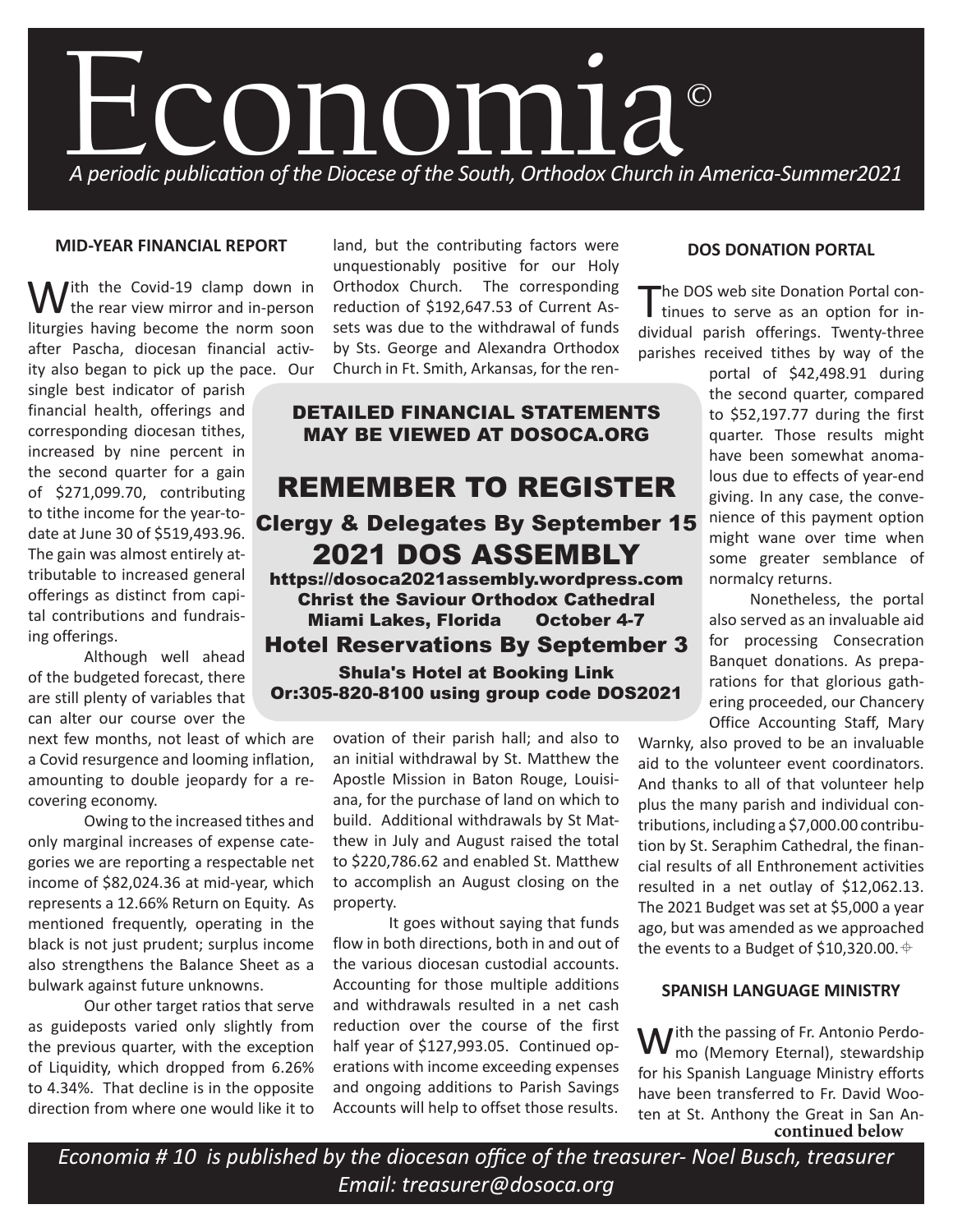# Economia©

*A periodic publication of the Diocese of the South, Orthodox Church in America-Summer2021*

### MID-YEAR FINANCIAL REPORT

With the Covid-19 clamp down in the rear view mirror and in-person liturgies having become the norm soon after Pascha, diocesan financial activity also began to pick up the pace. Our single best indicator of parish financial health, offerings and corresponding diocesan tithes, increased by nine percent in the second quarter for a gain of $271,099.70, contributing to tithe income for the year-to-date at June 30 of $519,493.96. The gain was almost entirely attributable to increased general offerings as distinct from capital contributions and fundraising offerings.

Although well ahead of the budgeted forecast, there are still plenty of variables that can alter our course over the next few months, not least of which are a Covid resurgence and looming inflation, amounting to double jeopardy for a recovering economy.

Owing to the increased tithes and only marginal increases of expense categories we are reporting a respectable net income of $82,024.36 at mid-year, which represents a 12.66% Return on Equity. As mentioned frequently, operating in the black is not just prudent; surplus income also strengthens the Balance Sheet as a bulwark against future unknowns.

Our other target ratios that serve as guideposts varied only slightly from the previous quarter, with the exception of Liquidity, which dropped from 6.26% to 4.34%. That decline is in the opposite direction from where one would like it to land, but the contributing factors were unquestionably positive for our Holy Orthodox Church. The corresponding reduction of $192,647.53 of Current Assets was due to the withdrawal of funds by Sts. George and Alexandra Orthodox Church in Ft. Smith, Arkansas, for the renovation of their parish hall; and also to an initial withdrawal by St. Matthew the Apostle Mission in Baton Rouge, Louisiana, for the purchase of land on which to build. Additional withdrawals by St Matthew in July and August raised the total to $220,786.62 and enabled St. Matthew to accomplish an August closing on the property.

It goes without saying that funds flow in both directions, both in and out of the various diocesan custodial accounts. Accounting for those multiple additions and withdrawals resulted in a net cash reduction over the course of the first half year of $127,993.05. Continued operations with income exceeding expenses and ongoing additions to Parish Savings Accounts will help to offset those results.

**DETAILED FINANCIAL STATEMENTS MAY BE VIEWED AT DOSOCA.ORG**

## REMEMBER TO REGISTER

**Clergy & Delegates By September 15**

## 2021 DOS ASSEMBLY

**https://dosoca2021assembly.wordpress.com**
**Christ the Saviour Orthodox Cathedral**
**Miami Lakes, Florida October 4-7**

**Hotel Reservations By September 3**

**Shula's Hotel at Booking Link**
**Or:305-820-8100 using group code DOS2021**

### DOS DONATION PORTAL

The DOS web site Donation Portal continues to serve as an option for individual parish offerings. Twenty-three parishes received tithes by way of the portal of $42,498.91 during the second quarter, compared to $52,197.77 during the first quarter. Those results might have been somewhat anomalous due to effects of year-end giving. In any case, the convenience of this payment option might wane over time when some greater semblance of normalcy returns.

Nonetheless, the portal also served as an invaluable aid for processing Consecration Banquet donations. As preparations for that glorious gathering proceeded, our Chancery Office Accounting Staff, Mary Warnky, also proved to be an invaluable aid to the volunteer event coordinators. And thanks to all of that volunteer help plus the many parish and individual contributions, including a $7,000.00 contribution by St. Seraphim Cathedral, the financial results of all Enthronement activities resulted in a net outlay of $12,062.13. The 2021 Budget was set at $5,000 a year ago, but was amended as we approached the events to a Budget of $10,320.00. ⊕

### SPANISH LANGUAGE MINISTRY

With the passing of Fr. Antonio Perdomo (Memory Eternal), stewardship for his Spanish Language Ministry efforts have been transferred to Fr. David Wooten at St. Anthony the Great in San An-

**continued below**

*Economia # 10 is published by the diocesan office of the treasurer- Noel Busch, treasurer*
*Email: treasurer@dosoca.org*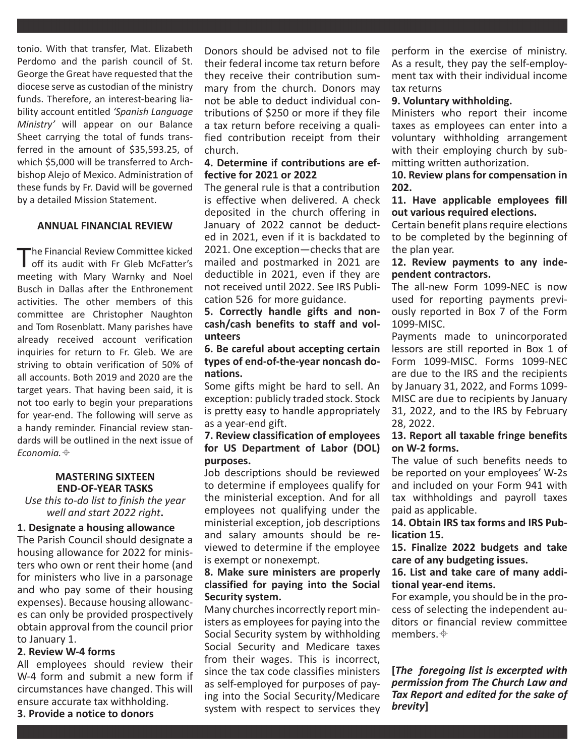tonio. With that transfer, Mat. Elizabeth Perdomo and the parish council of St. George the Great have requested that the diocese serve as custodian of the ministry funds. Therefore, an interest-bearing liability account entitled *'Spanish Language Ministry'* will appear on our Balance Sheet carrying the total of funds transferred in the amount of $35,593.25, of which $5,000 will be transferred to Archbishop Alejo of Mexico. Administration of these funds by Fr. David will be governed by a detailed Mission Statement.

### ANNUAL FINANCIAL REVIEW

The Financial Review Committee kicked off its audit with Fr Gleb McFatter's meeting with Mary Warnky and Noel Busch in Dallas after the Enthronement activities. The other members of this committee are Christopher Naughton and Tom Rosenblatt. Many parishes have already received account verification inquiries for return to Fr. Gleb. We are striving to obtain verification of 50% of all accounts. Both 2019 and 2020 are the target years. That having been said, it is not too early to begin your preparations for year-end. The following will serve as a handy reminder. Financial review standards will be outlined in the next issue of *Economia.* ⌖

### MASTERING SIXTEEN END-OF-YEAR TASKS

*Use this to-do list to finish the year well and start 2022 right*.

**1. Designate a housing allowance**

The Parish Council should designate a housing allowance for 2022 for ministers who own or rent their home (and for ministers who live in a parsonage and who pay some of their housing expenses). Because housing allowances can only be provided prospectively obtain approval from the council prior to January 1.

**2. Review W-4 forms**

All employees should review their W-4 form and submit a new form if circumstances have changed. This will ensure accurate tax withholding.

**3. Provide a notice to donors**

Donors should be advised not to file their federal income tax return before they receive their contribution summary from the church. Donors may not be able to deduct individual contributions of $250 or more if they file a tax return before receiving a qualified contribution receipt from their church.

**4. Determine if contributions are effective for 2021 or 2022**

The general rule is that a contribution is effective when delivered. A check deposited in the church offering in January of 2022 cannot be deducted in 2021, even if it is backdated to 2021. One exception—checks that are mailed and postmarked in 2021 are deductible in 2021, even if they are not received until 2022. See IRS Publication 526 for more guidance.

**5. Correctly handle gifts and noncash/cash benefits to staff and volunteers**

**6. Be careful about accepting certain types of end-of-the-year noncash donations.**

Some gifts might be hard to sell. An exception: publicly traded stock. Stock is pretty easy to handle appropriately as a year-end gift.

**7. Review classification of employees for US Department of Labor (DOL) purposes.**

Job descriptions should be reviewed to determine if employees qualify for the ministerial exception. And for all employees not qualifying under the ministerial exception, job descriptions and salary amounts should be reviewed to determine if the employee is exempt or nonexempt.

**8. Make sure ministers are properly classified for paying into the Social Security system.**

Many churches incorrectly report ministers as employees for paying into the Social Security system by withholding Social Security and Medicare taxes from their wages. This is incorrect, since the tax code classifies ministers as self-employed for purposes of paying into the Social Security/Medicare system with respect to services they perform in the exercise of ministry. As a result, they pay the self-employment tax with their individual income tax returns

**9. Voluntary withholding.**

Ministers who report their income taxes as employees can enter into a voluntary withholding arrangement with their employing church by submitting written authorization.

**10. Review plans for compensation in 202.**

**11. Have applicable employees fill out various required elections.**

Certain benefit plans require elections to be completed by the beginning of the plan year.

**12. Review payments to any independent contractors.**

The all-new Form 1099-NEC is now used for reporting payments previously reported in Box 7 of the Form 1099-MISC.

Payments made to unincorporated lessors are still reported in Box 1 of Form 1099-MISC. Forms 1099-NEC are due to the IRS and the recipients by January 31, 2022, and Forms 1099-MISC are due to recipients by January 31, 2022, and to the IRS by February 28, 2022.

**13. Report all taxable fringe benefits on W-2 forms.**

The value of such benefits needs to be reported on your employees' W-2s and included on your Form 941 with tax withholdings and payroll taxes paid as applicable.

**14. Obtain IRS tax forms and IRS Publication 15.**

**15. Finalize 2022 budgets and take care of any budgeting issues.**

**16. List and take care of many additional year-end items.**

For example, you should be in the process of selecting the independent auditors or financial review committee members. ⌖

**[*The foregoing list is excerpted with permission from The Church Law and Tax Report and edited for the sake of brevity*]**